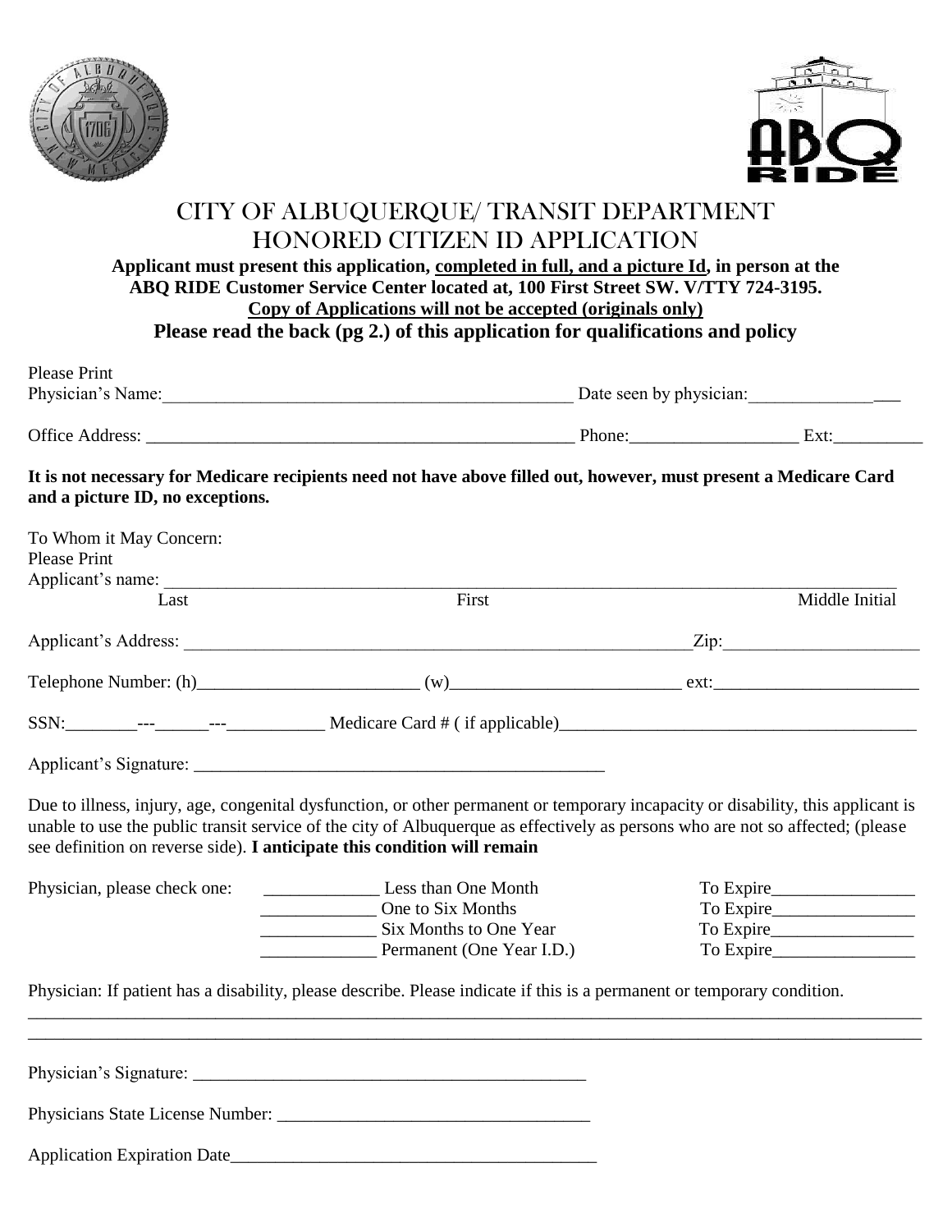# CITY OF ALBUQUERQUE/ TRANSIT DEPARTMENT
# HONORED CITIZEN ID APPLICATION

**Applicant must present this application, completed in full, and a picture Id, in person at the ABQ RIDE Customer Service Center located at, 100 First Street SW. V/TTY 724-3195.**
**Copy of Applications will not be accepted (originals only)**
**Please read the back (pg 2.) of this application for qualifications and policy**

Please Print
Physician's Name:_______________________________________________ Date seen by physician:_________________

Office Address: _______________________________________________ Phone:__________________ Ext:__________

**It is not necessary for Medicare recipients need not have above filled out, however, must present a Medicare Card and a picture ID, no exceptions.**

To Whom it May Concern:
Please Print
Applicant's name: ________________________________________________________________________________
Last First Middle Initial

Applicant's Address: _______________________________________________________Zip:_____________________

Telephone Number: (h)________________________ (w)_________________________ ext:______________________

SSN:________---______---___________ Medicare Card # ( if applicable)________________________________________

Applicant's Signature: _______________________________________________

Due to illness, injury, age, congenital dysfunction, or other permanent or temporary incapacity or disability, this applicant is unable to use the public transit service of the city of Albuquerque as effectively as persons who are not so affected; (please see definition on reverse side). **I anticipate this condition will remain**

Physician, please check one:
_____________ Less than One Month To Expire________________
_____________ One to Six Months To Expire________________
_____________ Six Months to One Year To Expire________________
_____________ Permanent (One Year I.D.) To Expire________________

Physician: If patient has a disability, please describe. Please indicate if this is a permanent or temporary condition.
_____________________________________________________________________________________________________
_____________________________________________________________________________________________________

Physician's Signature: _____________________________________________

Physicians State License Number: ___________________________________

Application Expiration Date_________________________________________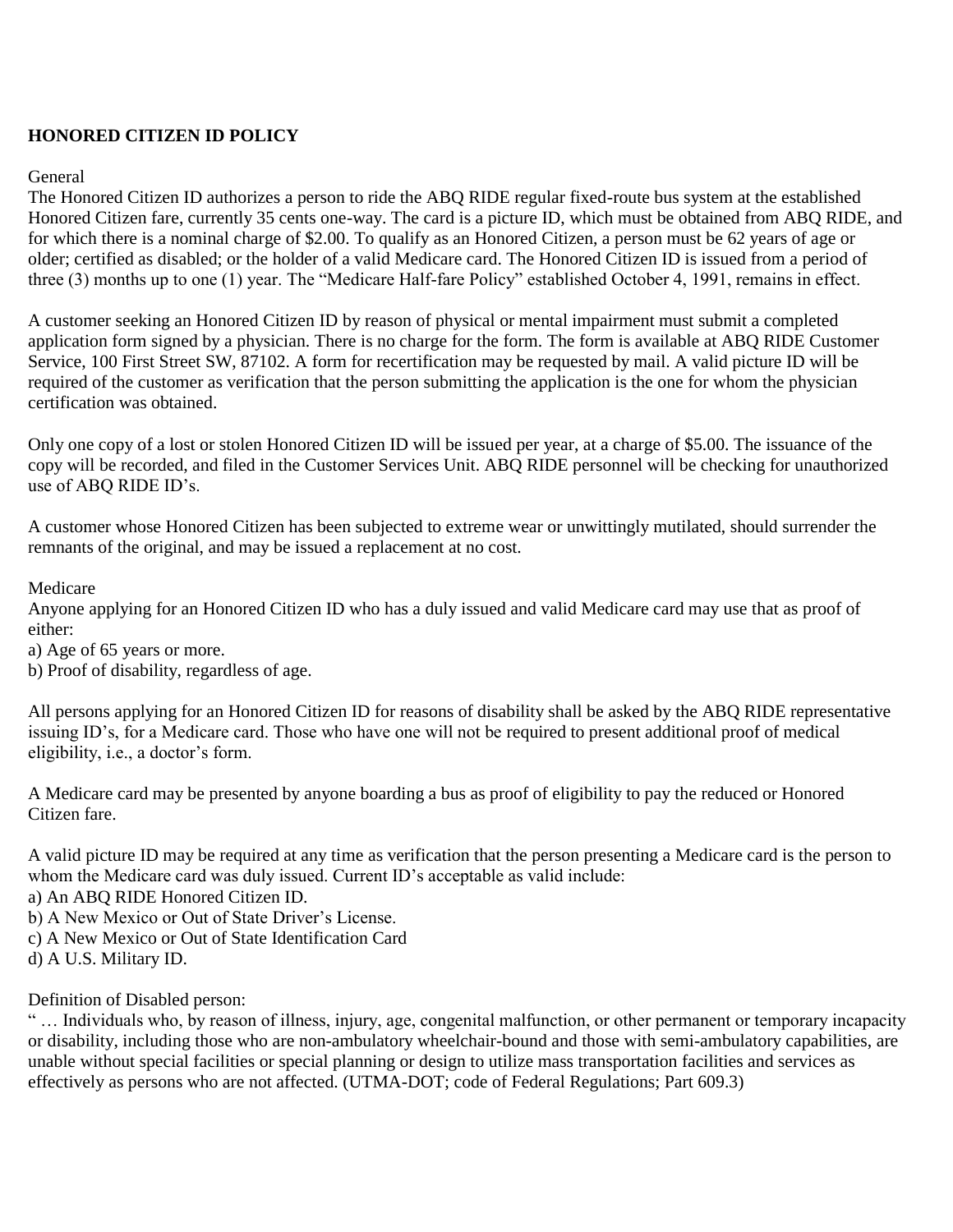**HONORED CITIZEN ID POLICY**

General

The Honored Citizen ID authorizes a person to ride the ABQ RIDE regular fixed-route bus system at the established Honored Citizen fare, currently 35 cents one-way. The card is a picture ID, which must be obtained from ABQ RIDE, and for which there is a nominal charge of $2.00. To qualify as an Honored Citizen, a person must be 62 years of age or older; certified as disabled; or the holder of a valid Medicare card. The Honored Citizen ID is issued from a period of three (3) months up to one (1) year. The "Medicare Half-fare Policy" established October 4, 1991, remains in effect.

A customer seeking an Honored Citizen ID by reason of physical or mental impairment must submit a completed application form signed by a physician. There is no charge for the form. The form is available at ABQ RIDE Customer Service, 100 First Street SW, 87102. A form for recertification may be requested by mail. A valid picture ID will be required of the customer as verification that the person submitting the application is the one for whom the physician certification was obtained.

Only one copy of a lost or stolen Honored Citizen ID will be issued per year, at a charge of $5.00. The issuance of the copy will be recorded, and filed in the Customer Services Unit. ABQ RIDE personnel will be checking for unauthorized use of ABQ RIDE ID's.

A customer whose Honored Citizen has been subjected to extreme wear or unwittingly mutilated, should surrender the remnants of the original, and may be issued a replacement at no cost.

Medicare

Anyone applying for an Honored Citizen ID who has a duly issued and valid Medicare card may use that as proof of either:

a) Age of 65 years or more.
b) Proof of disability, regardless of age.

All persons applying for an Honored Citizen ID for reasons of disability shall be asked by the ABQ RIDE representative issuing ID's, for a Medicare card. Those who have one will not be required to present additional proof of medical eligibility, i.e., a doctor's form.

A Medicare card may be presented by anyone boarding a bus as proof of eligibility to pay the reduced or Honored Citizen fare.

A valid picture ID may be required at any time as verification that the person presenting a Medicare card is the person to whom the Medicare card was duly issued. Current ID's acceptable as valid include:

a) An ABQ RIDE Honored Citizen ID.
b) A New Mexico or Out of State Driver's License.
c) A New Mexico or Out of State Identification Card
d) A U.S. Military ID.

Definition of Disabled person:

" … Individuals who, by reason of illness, injury, age, congenital malfunction, or other permanent or temporary incapacity or disability, including those who are non-ambulatory wheelchair-bound and those with semi-ambulatory capabilities, are unable without special facilities or special planning or design to utilize mass transportation facilities and services as effectively as persons who are not affected. (UTMA-DOT; code of Federal Regulations; Part 609.3)